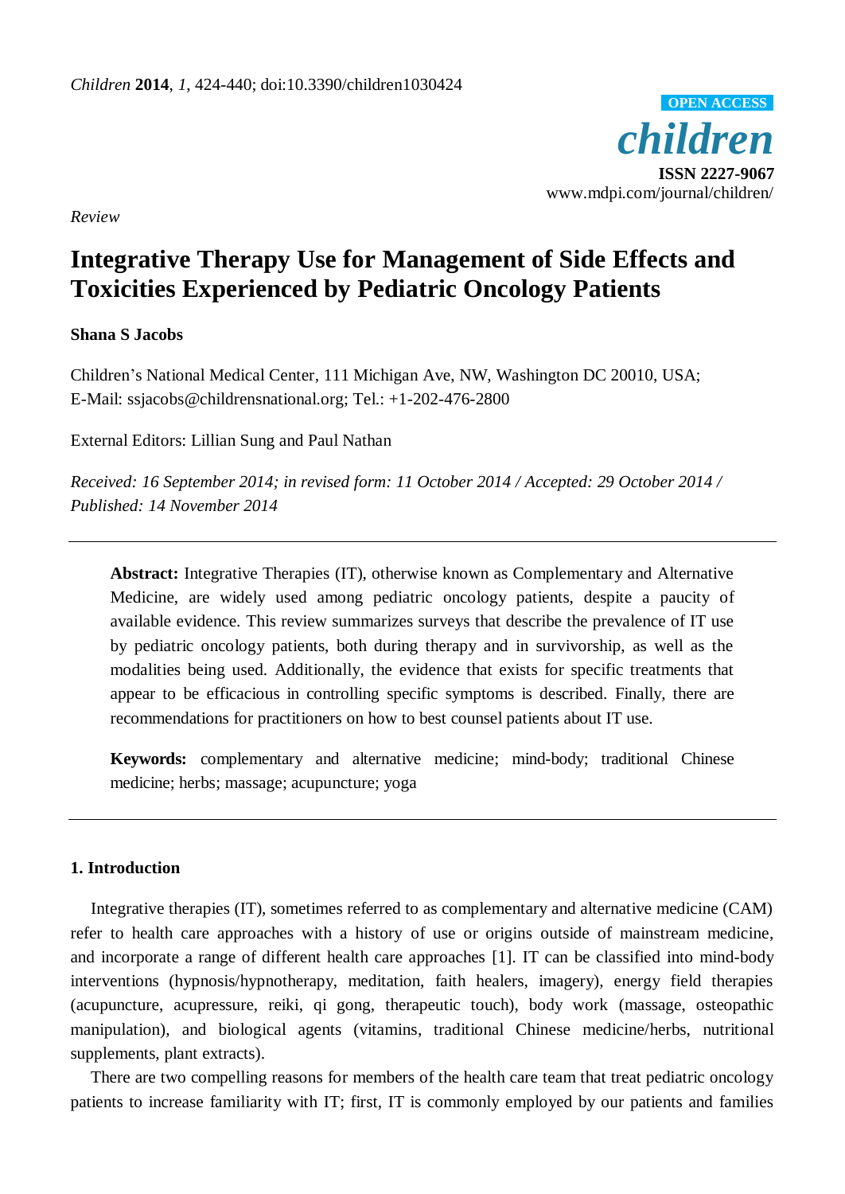*Children* **2014**, *1*, 424-440; doi:10.3390/children1030424

**OPEN ACCESS**

***children***

**ISSN 2227-9067**

www.mdpi.com/journal/children/

*Review*

# Integrative Therapy Use for Management of Side Effects and Toxicities Experienced by Pediatric Oncology Patients

**Shana S Jacobs**

Children's National Medical Center, 111 Michigan Ave, NW, Washington DC 20010, USA; E-Mail: ssjacobs@childrensnational.org; Tel.: +1-202-476-2800

External Editors: Lillian Sung and Paul Nathan

*Received: 16 September 2014; in revised form: 11 October 2014 / Accepted: 29 October 2014 / Published: 14 November 2014*

---

**Abstract:** Integrative Therapies (IT), otherwise known as Complementary and Alternative Medicine, are widely used among pediatric oncology patients, despite a paucity of available evidence. This review summarizes surveys that describe the prevalence of IT use by pediatric oncology patients, both during therapy and in survivorship, as well as the modalities being used. Additionally, the evidence that exists for specific treatments that appear to be efficacious in controlling specific symptoms is described. Finally, there are recommendations for practitioners on how to best counsel patients about IT use.

**Keywords:** complementary and alternative medicine; mind-body; traditional Chinese medicine; herbs; massage; acupuncture; yoga

---

## 1. Introduction

Integrative therapies (IT), sometimes referred to as complementary and alternative medicine (CAM) refer to health care approaches with a history of use or origins outside of mainstream medicine, and incorporate a range of different health care approaches [1]. IT can be classified into mind-body interventions (hypnosis/hypnotherapy, meditation, faith healers, imagery), energy field therapies (acupuncture, acupressure, reiki, qi gong, therapeutic touch), body work (massage, osteopathic manipulation), and biological agents (vitamins, traditional Chinese medicine/herbs, nutritional supplements, plant extracts).

There are two compelling reasons for members of the health care team that treat pediatric oncology patients to increase familiarity with IT; first, IT is commonly employed by our patients and families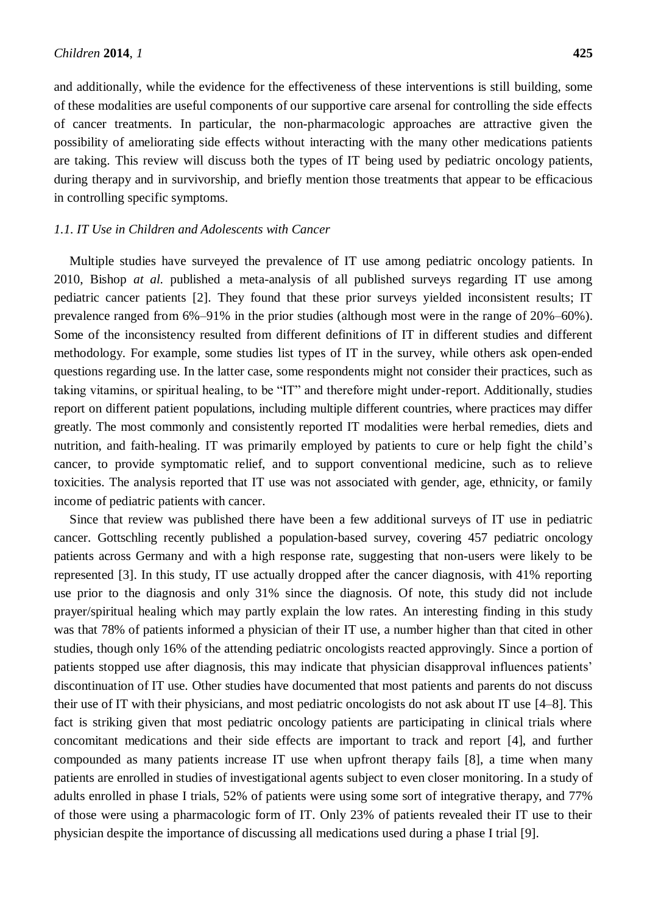and additionally, while the evidence for the effectiveness of these interventions is still building, some of these modalities are useful components of our supportive care arsenal for controlling the side effects of cancer treatments. In particular, the non-pharmacologic approaches are attractive given the possibility of ameliorating side effects without interacting with the many other medications patients are taking. This review will discuss both the types of IT being used by pediatric oncology patients, during therapy and in survivorship, and briefly mention those treatments that appear to be efficacious in controlling specific symptoms.

### *1.1. IT Use in Children and Adolescents with Cancer*

Multiple studies have surveyed the prevalence of IT use among pediatric oncology patients. In 2010, Bishop *at al.* published a meta-analysis of all published surveys regarding IT use among pediatric cancer patients [2]. They found that these prior surveys yielded inconsistent results; IT prevalence ranged from 6%–91% in the prior studies (although most were in the range of 20%–60%). Some of the inconsistency resulted from different definitions of IT in different studies and different methodology. For example, some studies list types of IT in the survey, while others ask open-ended questions regarding use. In the latter case, some respondents might not consider their practices, such as taking vitamins, or spiritual healing, to be "IT" and therefore might under-report. Additionally, studies report on different patient populations, including multiple different countries, where practices may differ greatly. The most commonly and consistently reported IT modalities were herbal remedies, diets and nutrition, and faith-healing. IT was primarily employed by patients to cure or help fight the child's cancer, to provide symptomatic relief, and to support conventional medicine, such as to relieve toxicities. The analysis reported that IT use was not associated with gender, age, ethnicity, or family income of pediatric patients with cancer.

Since that review was published there have been a few additional surveys of IT use in pediatric cancer. Gottschling recently published a population-based survey, covering 457 pediatric oncology patients across Germany and with a high response rate, suggesting that non-users were likely to be represented [3]. In this study, IT use actually dropped after the cancer diagnosis, with 41% reporting use prior to the diagnosis and only 31% since the diagnosis. Of note, this study did not include prayer/spiritual healing which may partly explain the low rates. An interesting finding in this study was that 78% of patients informed a physician of their IT use, a number higher than that cited in other studies, though only 16% of the attending pediatric oncologists reacted approvingly. Since a portion of patients stopped use after diagnosis, this may indicate that physician disapproval influences patients' discontinuation of IT use. Other studies have documented that most patients and parents do not discuss their use of IT with their physicians, and most pediatric oncologists do not ask about IT use [4–8]. This fact is striking given that most pediatric oncology patients are participating in clinical trials where concomitant medications and their side effects are important to track and report [4], and further compounded as many patients increase IT use when upfront therapy fails [8], a time when many patients are enrolled in studies of investigational agents subject to even closer monitoring. In a study of adults enrolled in phase I trials, 52% of patients were using some sort of integrative therapy, and 77% of those were using a pharmacologic form of IT. Only 23% of patients revealed their IT use to their physician despite the importance of discussing all medications used during a phase I trial [9].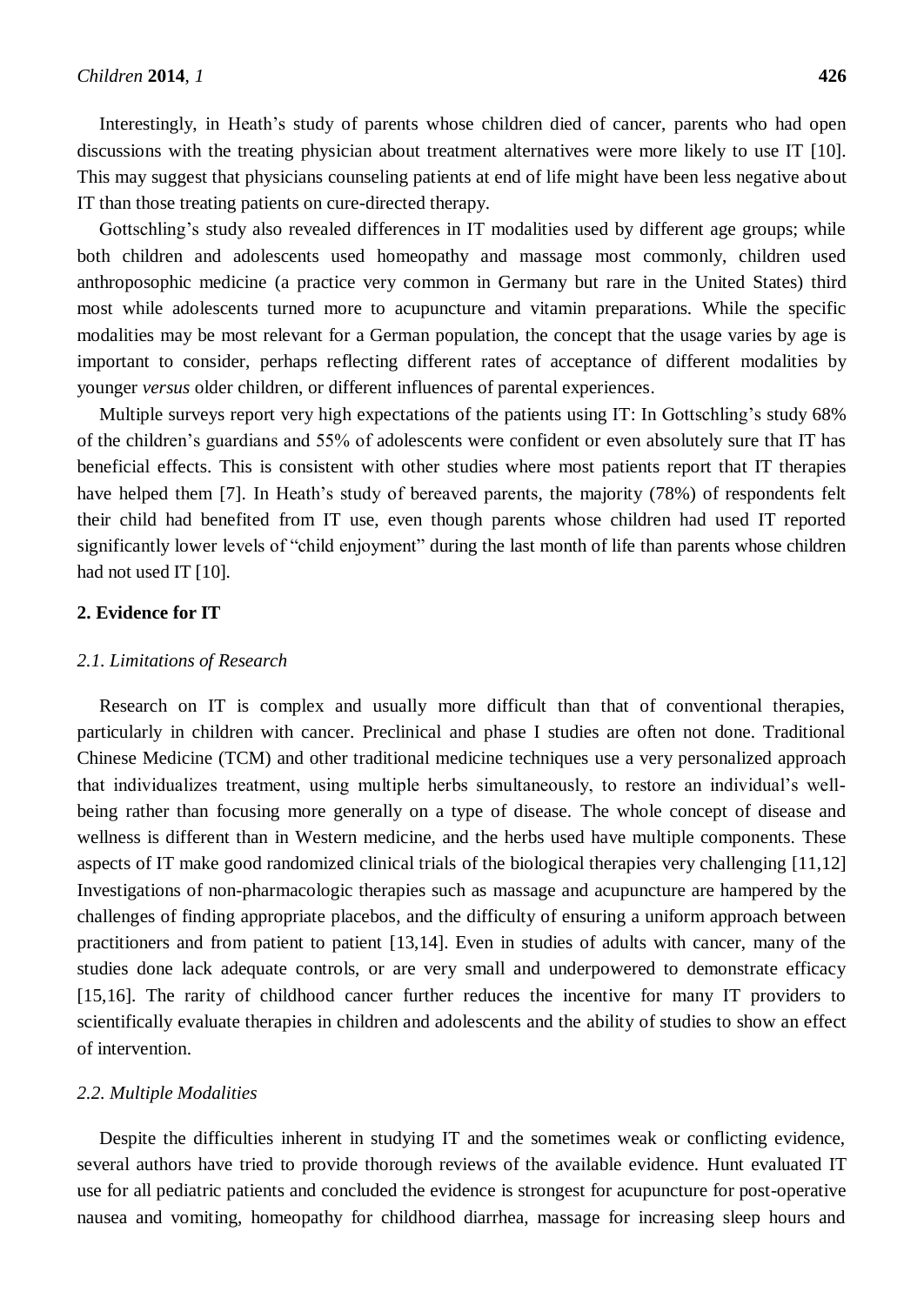Interestingly, in Heath's study of parents whose children died of cancer, parents who had open discussions with the treating physician about treatment alternatives were more likely to use IT [10]. This may suggest that physicians counseling patients at end of life might have been less negative about IT than those treating patients on cure-directed therapy.

Gottschling's study also revealed differences in IT modalities used by different age groups; while both children and adolescents used homeopathy and massage most commonly, children used anthroposophic medicine (a practice very common in Germany but rare in the United States) third most while adolescents turned more to acupuncture and vitamin preparations. While the specific modalities may be most relevant for a German population, the concept that the usage varies by age is important to consider, perhaps reflecting different rates of acceptance of different modalities by younger *versus* older children, or different influences of parental experiences.

Multiple surveys report very high expectations of the patients using IT: In Gottschling's study 68% of the children's guardians and 55% of adolescents were confident or even absolutely sure that IT has beneficial effects. This is consistent with other studies where most patients report that IT therapies have helped them [7]. In Heath's study of bereaved parents, the majority (78%) of respondents felt their child had benefited from IT use, even though parents whose children had used IT reported significantly lower levels of "child enjoyment" during the last month of life than parents whose children had not used IT [10].

## 2. Evidence for IT

### *2.1. Limitations of Research*

Research on IT is complex and usually more difficult than that of conventional therapies, particularly in children with cancer. Preclinical and phase I studies are often not done. Traditional Chinese Medicine (TCM) and other traditional medicine techniques use a very personalized approach that individualizes treatment, using multiple herbs simultaneously, to restore an individual's well-being rather than focusing more generally on a type of disease. The whole concept of disease and wellness is different than in Western medicine, and the herbs used have multiple components. These aspects of IT make good randomized clinical trials of the biological therapies very challenging [11,12] Investigations of non-pharmacologic therapies such as massage and acupuncture are hampered by the challenges of finding appropriate placebos, and the difficulty of ensuring a uniform approach between practitioners and from patient to patient [13,14]. Even in studies of adults with cancer, many of the studies done lack adequate controls, or are very small and underpowered to demonstrate efficacy [15,16]. The rarity of childhood cancer further reduces the incentive for many IT providers to scientifically evaluate therapies in children and adolescents and the ability of studies to show an effect of intervention.

### *2.2. Multiple Modalities*

Despite the difficulties inherent in studying IT and the sometimes weak or conflicting evidence, several authors have tried to provide thorough reviews of the available evidence. Hunt evaluated IT use for all pediatric patients and concluded the evidence is strongest for acupuncture for post-operative nausea and vomiting, homeopathy for childhood diarrhea, massage for increasing sleep hours and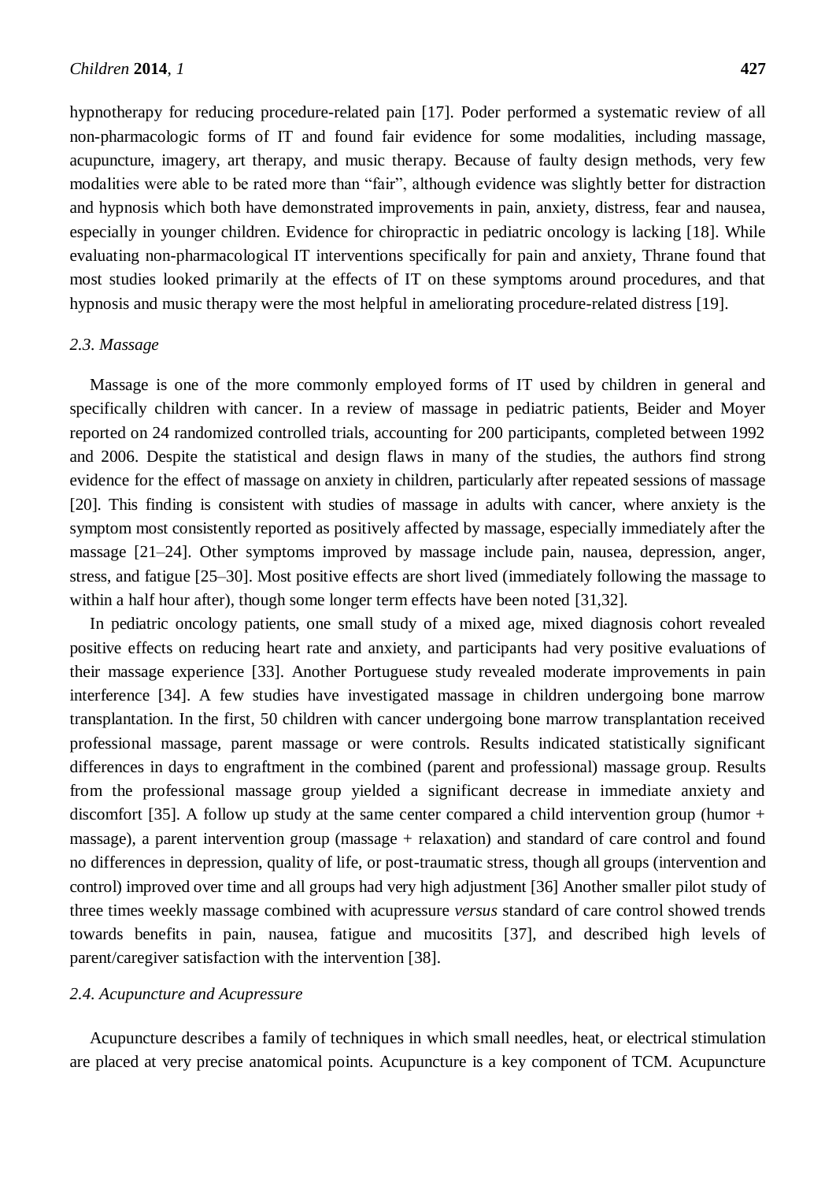hypnotherapy for reducing procedure-related pain [17]. Poder performed a systematic review of all non-pharmacologic forms of IT and found fair evidence for some modalities, including massage, acupuncture, imagery, art therapy, and music therapy. Because of faulty design methods, very few modalities were able to be rated more than "fair", although evidence was slightly better for distraction and hypnosis which both have demonstrated improvements in pain, anxiety, distress, fear and nausea, especially in younger children. Evidence for chiropractic in pediatric oncology is lacking [18]. While evaluating non-pharmacological IT interventions specifically for pain and anxiety, Thrane found that most studies looked primarily at the effects of IT on these symptoms around procedures, and that hypnosis and music therapy were the most helpful in ameliorating procedure-related distress [19].

### *2.3. Massage*

Massage is one of the more commonly employed forms of IT used by children in general and specifically children with cancer. In a review of massage in pediatric patients, Beider and Moyer reported on 24 randomized controlled trials, accounting for 200 participants, completed between 1992 and 2006. Despite the statistical and design flaws in many of the studies, the authors find strong evidence for the effect of massage on anxiety in children, particularly after repeated sessions of massage [20]. This finding is consistent with studies of massage in adults with cancer, where anxiety is the symptom most consistently reported as positively affected by massage, especially immediately after the massage [21–24]. Other symptoms improved by massage include pain, nausea, depression, anger, stress, and fatigue [25–30]. Most positive effects are short lived (immediately following the massage to within a half hour after), though some longer term effects have been noted [31,32].

In pediatric oncology patients, one small study of a mixed age, mixed diagnosis cohort revealed positive effects on reducing heart rate and anxiety, and participants had very positive evaluations of their massage experience [33]. Another Portuguese study revealed moderate improvements in pain interference [34]. A few studies have investigated massage in children undergoing bone marrow transplantation. In the first, 50 children with cancer undergoing bone marrow transplantation received professional massage, parent massage or were controls. Results indicated statistically significant differences in days to engraftment in the combined (parent and professional) massage group. Results from the professional massage group yielded a significant decrease in immediate anxiety and discomfort [35]. A follow up study at the same center compared a child intervention group (humor + massage), a parent intervention group (massage + relaxation) and standard of care control and found no differences in depression, quality of life, or post-traumatic stress, though all groups (intervention and control) improved over time and all groups had very high adjustment [36] Another smaller pilot study of three times weekly massage combined with acupressure *versus* standard of care control showed trends towards benefits in pain, nausea, fatigue and mucositits [37], and described high levels of parent/caregiver satisfaction with the intervention [38].

### *2.4. Acupuncture and Acupressure*

Acupuncture describes a family of techniques in which small needles, heat, or electrical stimulation are placed at very precise anatomical points. Acupuncture is a key component of TCM. Acupuncture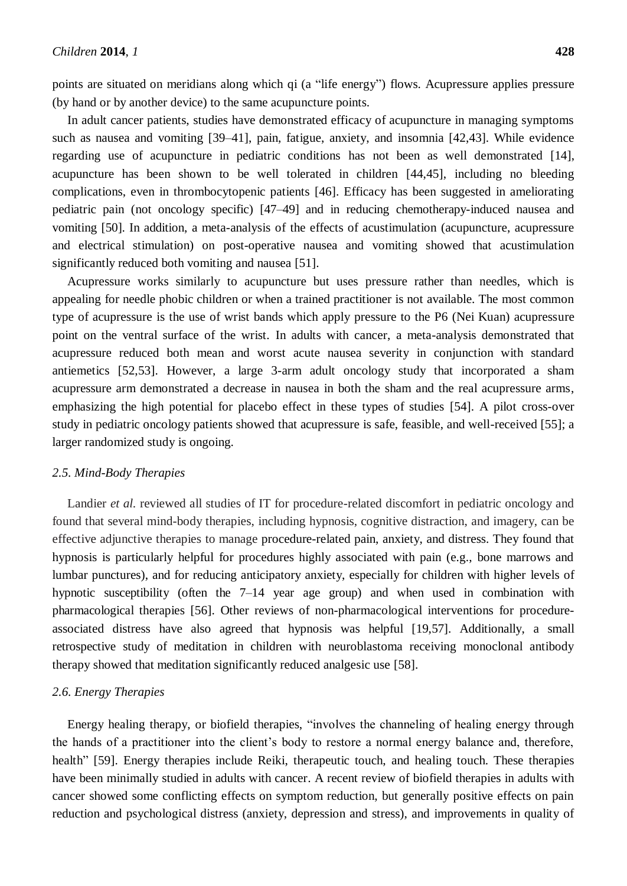points are situated on meridians along which qi (a "life energy") flows. Acupressure applies pressure (by hand or by another device) to the same acupuncture points.

In adult cancer patients, studies have demonstrated efficacy of acupuncture in managing symptoms such as nausea and vomiting [39–41], pain, fatigue, anxiety, and insomnia [42,43]. While evidence regarding use of acupuncture in pediatric conditions has not been as well demonstrated [14], acupuncture has been shown to be well tolerated in children [44,45], including no bleeding complications, even in thrombocytopenic patients [46]. Efficacy has been suggested in ameliorating pediatric pain (not oncology specific) [47–49] and in reducing chemotherapy-induced nausea and vomiting [50]. In addition, a meta-analysis of the effects of acustimulation (acupuncture, acupressure and electrical stimulation) on post-operative nausea and vomiting showed that acustimulation significantly reduced both vomiting and nausea [51].

Acupressure works similarly to acupuncture but uses pressure rather than needles, which is appealing for needle phobic children or when a trained practitioner is not available. The most common type of acupressure is the use of wrist bands which apply pressure to the P6 (Nei Kuan) acupressure point on the ventral surface of the wrist. In adults with cancer, a meta-analysis demonstrated that acupressure reduced both mean and worst acute nausea severity in conjunction with standard antiemetics [52,53]. However, a large 3-arm adult oncology study that incorporated a sham acupressure arm demonstrated a decrease in nausea in both the sham and the real acupressure arms, emphasizing the high potential for placebo effect in these types of studies [54]. A pilot cross-over study in pediatric oncology patients showed that acupressure is safe, feasible, and well-received [55]; a larger randomized study is ongoing.

### *2.5. Mind-Body Therapies*

Landier *et al.* reviewed all studies of IT for procedure-related discomfort in pediatric oncology and found that several mind-body therapies, including hypnosis, cognitive distraction, and imagery, can be effective adjunctive therapies to manage procedure-related pain, anxiety, and distress. They found that hypnosis is particularly helpful for procedures highly associated with pain (e.g., bone marrows and lumbar punctures), and for reducing anticipatory anxiety, especially for children with higher levels of hypnotic susceptibility (often the 7–14 year age group) and when used in combination with pharmacological therapies [56]. Other reviews of non-pharmacological interventions for procedure-associated distress have also agreed that hypnosis was helpful [19,57]. Additionally, a small retrospective study of meditation in children with neuroblastoma receiving monoclonal antibody therapy showed that meditation significantly reduced analgesic use [58].

### *2.6. Energy Therapies*

Energy healing therapy, or biofield therapies, "involves the channeling of healing energy through the hands of a practitioner into the client's body to restore a normal energy balance and, therefore, health" [59]. Energy therapies include Reiki, therapeutic touch, and healing touch. These therapies have been minimally studied in adults with cancer. A recent review of biofield therapies in adults with cancer showed some conflicting effects on symptom reduction, but generally positive effects on pain reduction and psychological distress (anxiety, depression and stress), and improvements in quality of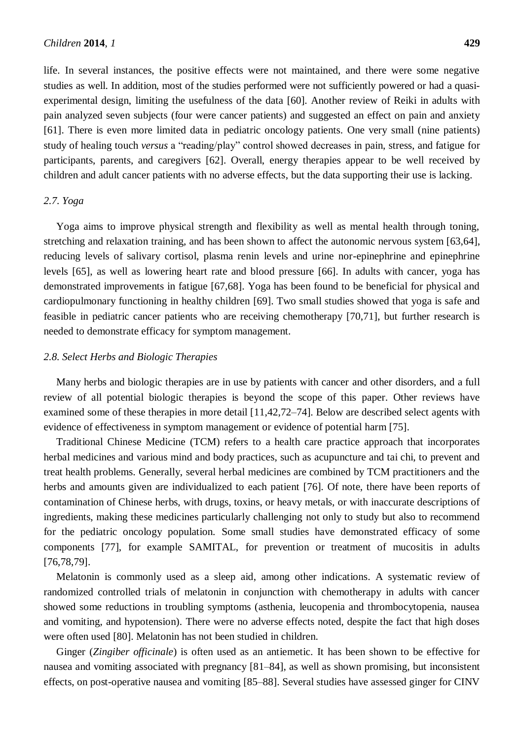life. In several instances, the positive effects were not maintained, and there were some negative studies as well. In addition, most of the studies performed were not sufficiently powered or had a quasi-experimental design, limiting the usefulness of the data [60]. Another review of Reiki in adults with pain analyzed seven subjects (four were cancer patients) and suggested an effect on pain and anxiety [61]. There is even more limited data in pediatric oncology patients. One very small (nine patients) study of healing touch *versus* a "reading/play" control showed decreases in pain, stress, and fatigue for participants, parents, and caregivers [62]. Overall, energy therapies appear to be well received by children and adult cancer patients with no adverse effects, but the data supporting their use is lacking.

### *2.7. Yoga*

Yoga aims to improve physical strength and flexibility as well as mental health through toning, stretching and relaxation training, and has been shown to affect the autonomic nervous system [63,64], reducing levels of salivary cortisol, plasma renin levels and urine nor-epinephrine and epinephrine levels [65], as well as lowering heart rate and blood pressure [66]. In adults with cancer, yoga has demonstrated improvements in fatigue [67,68]. Yoga has been found to be beneficial for physical and cardiopulmonary functioning in healthy children [69]. Two small studies showed that yoga is safe and feasible in pediatric cancer patients who are receiving chemotherapy [70,71], but further research is needed to demonstrate efficacy for symptom management.

### *2.8. Select Herbs and Biologic Therapies*

Many herbs and biologic therapies are in use by patients with cancer and other disorders, and a full review of all potential biologic therapies is beyond the scope of this paper. Other reviews have examined some of these therapies in more detail [11,42,72–74]. Below are described select agents with evidence of effectiveness in symptom management or evidence of potential harm [75].

Traditional Chinese Medicine (TCM) refers to a health care practice approach that incorporates herbal medicines and various mind and body practices, such as acupuncture and tai chi, to prevent and treat health problems. Generally, several herbal medicines are combined by TCM practitioners and the herbs and amounts given are individualized to each patient [76]. Of note, there have been reports of contamination of Chinese herbs, with drugs, toxins, or heavy metals, or with inaccurate descriptions of ingredients, making these medicines particularly challenging not only to study but also to recommend for the pediatric oncology population. Some small studies have demonstrated efficacy of some components [77], for example SAMITAL, for prevention or treatment of mucositis in adults [76,78,79].

Melatonin is commonly used as a sleep aid, among other indications. A systematic review of randomized controlled trials of melatonin in conjunction with chemotherapy in adults with cancer showed some reductions in troubling symptoms (asthenia, leucopenia and thrombocytopenia, nausea and vomiting, and hypotension). There were no adverse effects noted, despite the fact that high doses were often used [80]. Melatonin has not been studied in children.

Ginger (*Zingiber officinale*) is often used as an antiemetic. It has been shown to be effective for nausea and vomiting associated with pregnancy [81–84], as well as shown promising, but inconsistent effects, on post-operative nausea and vomiting [85–88]. Several studies have assessed ginger for CINV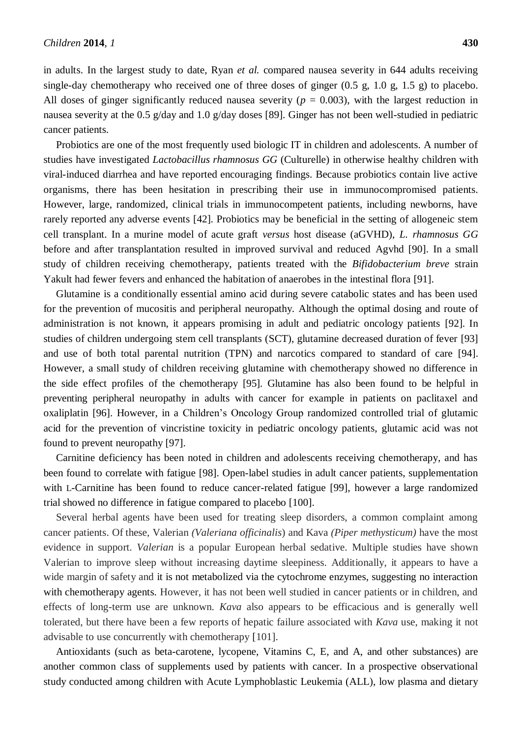in adults. In the largest study to date, Ryan *et al.* compared nausea severity in 644 adults receiving single-day chemotherapy who received one of three doses of ginger (0.5 g, 1.0 g, 1.5 g) to placebo. All doses of ginger significantly reduced nausea severity ($p = 0.003$), with the largest reduction in nausea severity at the 0.5 g/day and 1.0 g/day doses [89]. Ginger has not been well-studied in pediatric cancer patients.

Probiotics are one of the most frequently used biologic IT in children and adolescents. A number of studies have investigated *Lactobacillus rhamnosus GG* (Culturelle) in otherwise healthy children with viral-induced diarrhea and have reported encouraging findings. Because probiotics contain live active organisms, there has been hesitation in prescribing their use in immunocompromised patients. However, large, randomized, clinical trials in immunocompetent patients, including newborns, have rarely reported any adverse events [42]. Probiotics may be beneficial in the setting of allogeneic stem cell transplant. In a murine model of acute graft *versus* host disease (aGVHD), *L. rhamnosus GG* before and after transplantation resulted in improved survival and reduced Agvhd [90]. In a small study of children receiving chemotherapy, patients treated with the *Bifidobacterium breve* strain Yakult had fewer fevers and enhanced the habitation of anaerobes in the intestinal flora [91].

Glutamine is a conditionally essential amino acid during severe catabolic states and has been used for the prevention of mucositis and peripheral neuropathy. Although the optimal dosing and route of administration is not known, it appears promising in adult and pediatric oncology patients [92]. In studies of children undergoing stem cell transplants (SCT), glutamine decreased duration of fever [93] and use of both total parental nutrition (TPN) and narcotics compared to standard of care [94]. However, a small study of children receiving glutamine with chemotherapy showed no difference in the side effect profiles of the chemotherapy [95]. Glutamine has also been found to be helpful in preventing peripheral neuropathy in adults with cancer for example in patients on paclitaxel and oxaliplatin [96]. However, in a Children's Oncology Group randomized controlled trial of glutamic acid for the prevention of vincristine toxicity in pediatric oncology patients, glutamic acid was not found to prevent neuropathy [97].

Carnitine deficiency has been noted in children and adolescents receiving chemotherapy, and has been found to correlate with fatigue [98]. Open-label studies in adult cancer patients, supplementation with L-Carnitine has been found to reduce cancer-related fatigue [99], however a large randomized trial showed no difference in fatigue compared to placebo [100].

Several herbal agents have been used for treating sleep disorders, a common complaint among cancer patients. Of these, Valerian *(Valeriana officinalis*) and Kava *(Piper methysticum)* have the most evidence in support. *Valerian* is a popular European herbal sedative. Multiple studies have shown Valerian to improve sleep without increasing daytime sleepiness. Additionally, it appears to have a wide margin of safety and it is not metabolized via the cytochrome enzymes, suggesting no interaction with chemotherapy agents. However, it has not been well studied in cancer patients or in children, and effects of long-term use are unknown. *Kava* also appears to be efficacious and is generally well tolerated, but there have been a few reports of hepatic failure associated with *Kava* use, making it not advisable to use concurrently with chemotherapy [101].

Antioxidants (such as beta-carotene, lycopene, Vitamins C, E, and A, and other substances) are another common class of supplements used by patients with cancer. In a prospective observational study conducted among children with Acute Lymphoblastic Leukemia (ALL), low plasma and dietary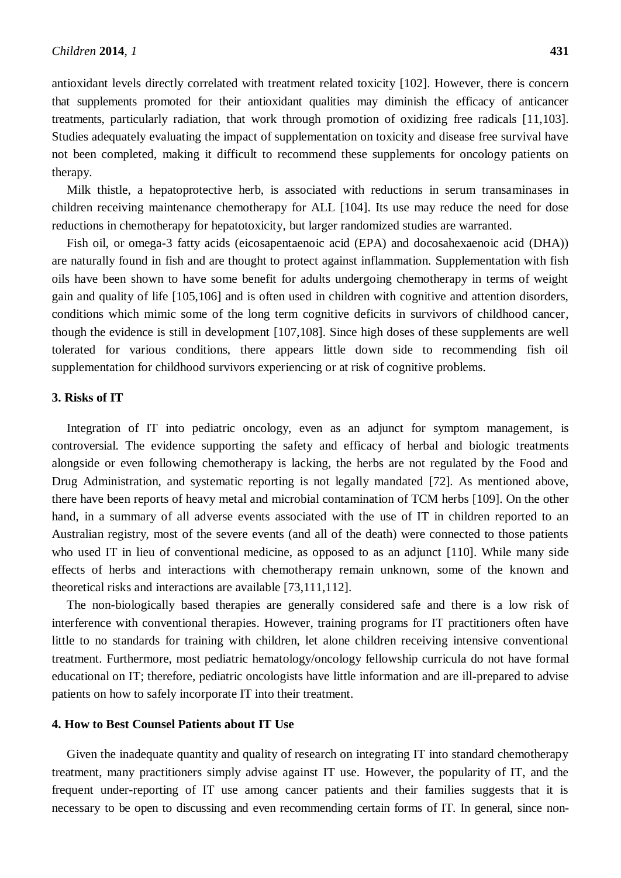antioxidant levels directly correlated with treatment related toxicity [102]. However, there is concern that supplements promoted for their antioxidant qualities may diminish the efficacy of anticancer treatments, particularly radiation, that work through promotion of oxidizing free radicals [11,103]. Studies adequately evaluating the impact of supplementation on toxicity and disease free survival have not been completed, making it difficult to recommend these supplements for oncology patients on therapy.

Milk thistle, a hepatoprotective herb, is associated with reductions in serum transaminases in children receiving maintenance chemotherapy for ALL [104]. Its use may reduce the need for dose reductions in chemotherapy for hepatotoxicity, but larger randomized studies are warranted.

Fish oil, or omega-3 fatty acids (eicosapentaenoic acid (EPA) and docosahexaenoic acid (DHA)) are naturally found in fish and are thought to protect against inflammation. Supplementation with fish oils have been shown to have some benefit for adults undergoing chemotherapy in terms of weight gain and quality of life [105,106] and is often used in children with cognitive and attention disorders, conditions which mimic some of the long term cognitive deficits in survivors of childhood cancer, though the evidence is still in development [107,108]. Since high doses of these supplements are well tolerated for various conditions, there appears little down side to recommending fish oil supplementation for childhood survivors experiencing or at risk of cognitive problems.

## 3. Risks of IT

Integration of IT into pediatric oncology, even as an adjunct for symptom management, is controversial. The evidence supporting the safety and efficacy of herbal and biologic treatments alongside or even following chemotherapy is lacking, the herbs are not regulated by the Food and Drug Administration, and systematic reporting is not legally mandated [72]. As mentioned above, there have been reports of heavy metal and microbial contamination of TCM herbs [109]. On the other hand, in a summary of all adverse events associated with the use of IT in children reported to an Australian registry, most of the severe events (and all of the death) were connected to those patients who used IT in lieu of conventional medicine, as opposed to as an adjunct [110]. While many side effects of herbs and interactions with chemotherapy remain unknown, some of the known and theoretical risks and interactions are available [73,111,112].

The non-biologically based therapies are generally considered safe and there is a low risk of interference with conventional therapies. However, training programs for IT practitioners often have little to no standards for training with children, let alone children receiving intensive conventional treatment. Furthermore, most pediatric hematology/oncology fellowship curricula do not have formal educational on IT; therefore, pediatric oncologists have little information and are ill-prepared to advise patients on how to safely incorporate IT into their treatment.

## 4. How to Best Counsel Patients about IT Use

Given the inadequate quantity and quality of research on integrating IT into standard chemotherapy treatment, many practitioners simply advise against IT use. However, the popularity of IT, and the frequent under-reporting of IT use among cancer patients and their families suggests that it is necessary to be open to discussing and even recommending certain forms of IT. In general, since non-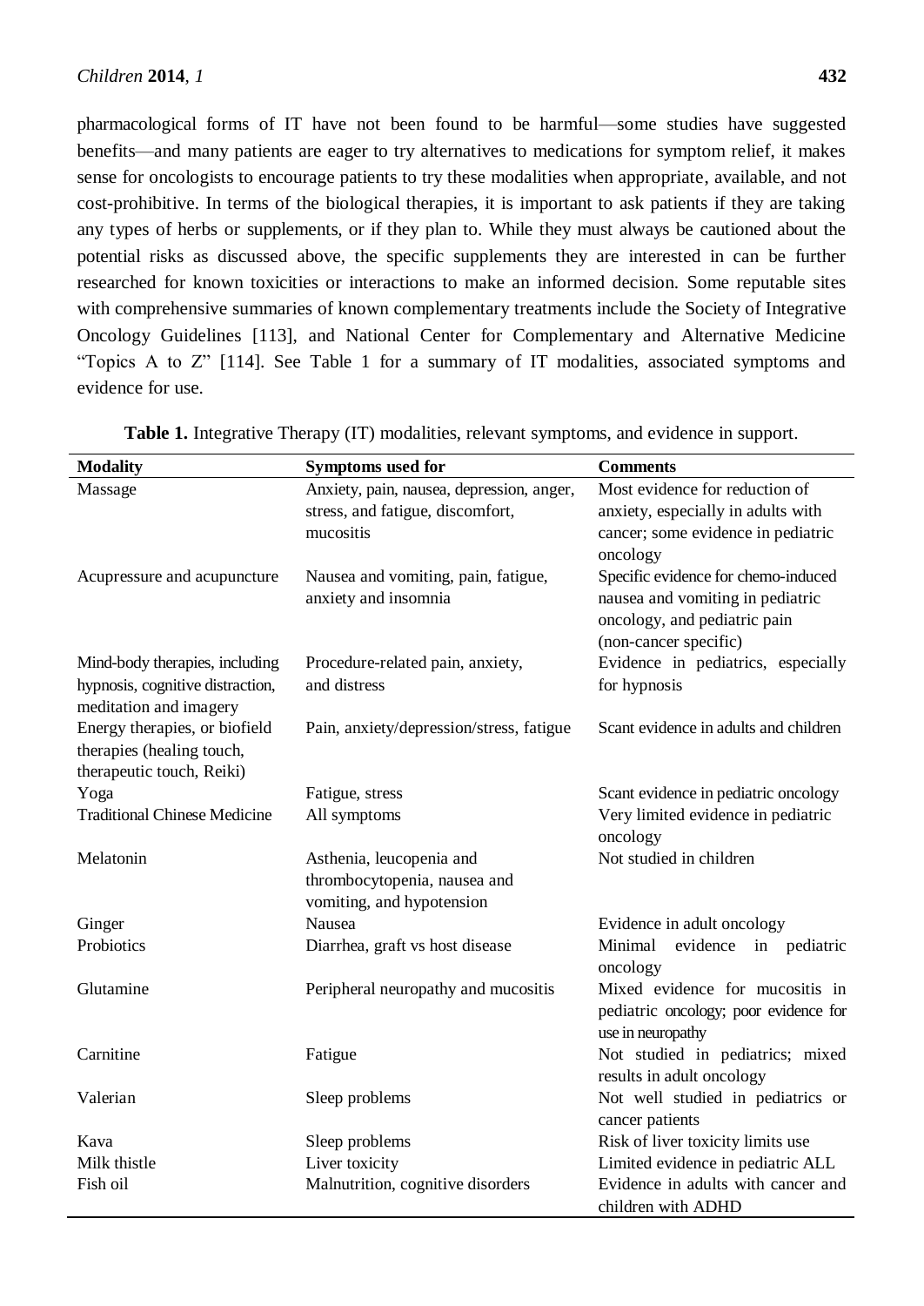pharmacological forms of IT have not been found to be harmful—some studies have suggested benefits—and many patients are eager to try alternatives to medications for symptom relief, it makes sense for oncologists to encourage patients to try these modalities when appropriate, available, and not cost-prohibitive. In terms of the biological therapies, it is important to ask patients if they are taking any types of herbs or supplements, or if they plan to. While they must always be cautioned about the potential risks as discussed above, the specific supplements they are interested in can be further researched for known toxicities or interactions to make an informed decision. Some reputable sites with comprehensive summaries of known complementary treatments include the Society of Integrative Oncology Guidelines [113], and National Center for Complementary and Alternative Medicine "Topics A to Z" [114]. See Table 1 for a summary of IT modalities, associated symptoms and evidence for use.

**Table 1.** Integrative Therapy (IT) modalities, relevant symptoms, and evidence in support.

| Modality | Symptoms used for | Comments |
|---|---|---|
| Massage | Anxiety, pain, nausea, depression, anger, stress, and fatigue, discomfort, mucositis | Most evidence for reduction of anxiety, especially in adults with cancer; some evidence in pediatric oncology |
| Acupressure and acupuncture | Nausea and vomiting, pain, fatigue, anxiety and insomnia | Specific evidence for chemo-induced nausea and vomiting in pediatric oncology, and pediatric pain (non-cancer specific) |
| Mind-body therapies, including hypnosis, cognitive distraction, meditation and imagery | Procedure-related pain, anxiety, and distress | Evidence in pediatrics, especially for hypnosis |
| Energy therapies, or biofield therapies (healing touch, therapeutic touch, Reiki) | Pain, anxiety/depression/stress, fatigue | Scant evidence in adults and children |
| Yoga | Fatigue, stress | Scant evidence in pediatric oncology |
| Traditional Chinese Medicine | All symptoms | Very limited evidence in pediatric oncology |
| Melatonin | Asthenia, leucopenia and thrombocytopenia, nausea and vomiting, and hypotension | Not studied in children |
| Ginger | Nausea | Evidence in adult oncology |
| Probiotics | Diarrhea, graft vs host disease | Minimal evidence in pediatric oncology |
| Glutamine | Peripheral neuropathy and mucositis | Mixed evidence for mucositis in pediatric oncology; poor evidence for use in neuropathy |
| Carnitine | Fatigue | Not studied in pediatrics; mixed results in adult oncology |
| Valerian | Sleep problems | Not well studied in pediatrics or cancer patients |
| Kava | Sleep problems | Risk of liver toxicity limits use |
| Milk thistle | Liver toxicity | Limited evidence in pediatric ALL |
| Fish oil | Malnutrition, cognitive disorders | Evidence in adults with cancer and children with ADHD |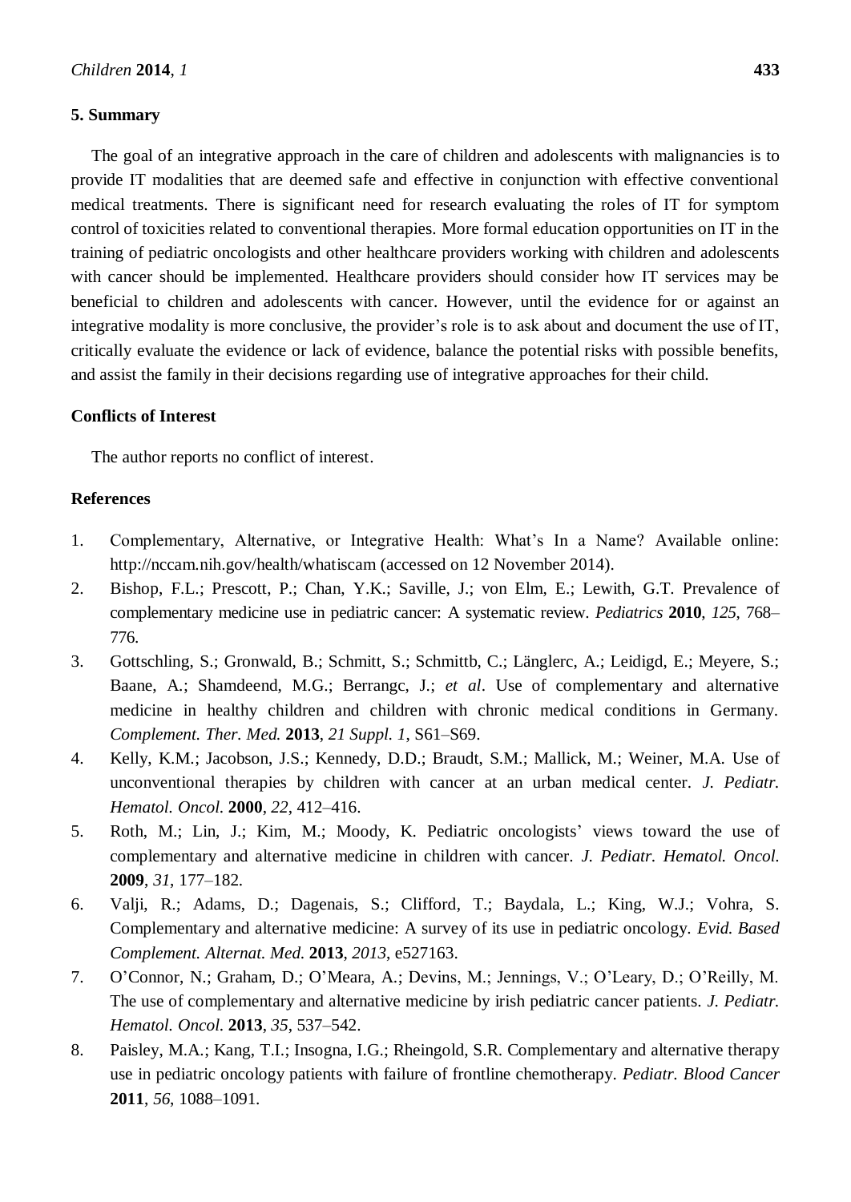## 5. Summary

The goal of an integrative approach in the care of children and adolescents with malignancies is to provide IT modalities that are deemed safe and effective in conjunction with effective conventional medical treatments. There is significant need for research evaluating the roles of IT for symptom control of toxicities related to conventional therapies. More formal education opportunities on IT in the training of pediatric oncologists and other healthcare providers working with children and adolescents with cancer should be implemented. Healthcare providers should consider how IT services may be beneficial to children and adolescents with cancer. However, until the evidence for or against an integrative modality is more conclusive, the provider's role is to ask about and document the use of IT, critically evaluate the evidence or lack of evidence, balance the potential risks with possible benefits, and assist the family in their decisions regarding use of integrative approaches for their child.

## Conflicts of Interest

The author reports no conflict of interest.

## References

1. Complementary, Alternative, or Integrative Health: What's In a Name? Available online: http://nccam.nih.gov/health/whatiscam (accessed on 12 November 2014).
2. Bishop, F.L.; Prescott, P.; Chan, Y.K.; Saville, J.; von Elm, E.; Lewith, G.T. Prevalence of complementary medicine use in pediatric cancer: A systematic review. *Pediatrics* **2010**, *125*, 768–776.
3. Gottschling, S.; Gronwald, B.; Schmitt, S.; Schmittb, C.; Länglerc, A.; Leidigd, E.; Meyere, S.; Baane, A.; Shamdeend, M.G.; Berrangc, J.; *et al*. Use of complementary and alternative medicine in healthy children and children with chronic medical conditions in Germany. *Complement. Ther. Med.* **2013**, *21 Suppl. 1*, S61–S69.
4. Kelly, K.M.; Jacobson, J.S.; Kennedy, D.D.; Braudt, S.M.; Mallick, M.; Weiner, M.A. Use of unconventional therapies by children with cancer at an urban medical center. *J. Pediatr. Hematol. Oncol.* **2000**, *22*, 412–416.
5. Roth, M.; Lin, J.; Kim, M.; Moody, K. Pediatric oncologists' views toward the use of complementary and alternative medicine in children with cancer. *J. Pediatr. Hematol. Oncol.* **2009**, *31*, 177–182.
6. Valji, R.; Adams, D.; Dagenais, S.; Clifford, T.; Baydala, L.; King, W.J.; Vohra, S. Complementary and alternative medicine: A survey of its use in pediatric oncology. *Evid. Based Complement. Alternat. Med.* **2013**, *2013*, e527163.
7. O'Connor, N.; Graham, D.; O'Meara, A.; Devins, M.; Jennings, V.; O'Leary, D.; O'Reilly, M. The use of complementary and alternative medicine by irish pediatric cancer patients. *J. Pediatr. Hematol. Oncol.* **2013**, *35*, 537–542.
8. Paisley, M.A.; Kang, T.I.; Insogna, I.G.; Rheingold, S.R. Complementary and alternative therapy use in pediatric oncology patients with failure of frontline chemotherapy. *Pediatr. Blood Cancer* **2011**, *56*, 1088–1091.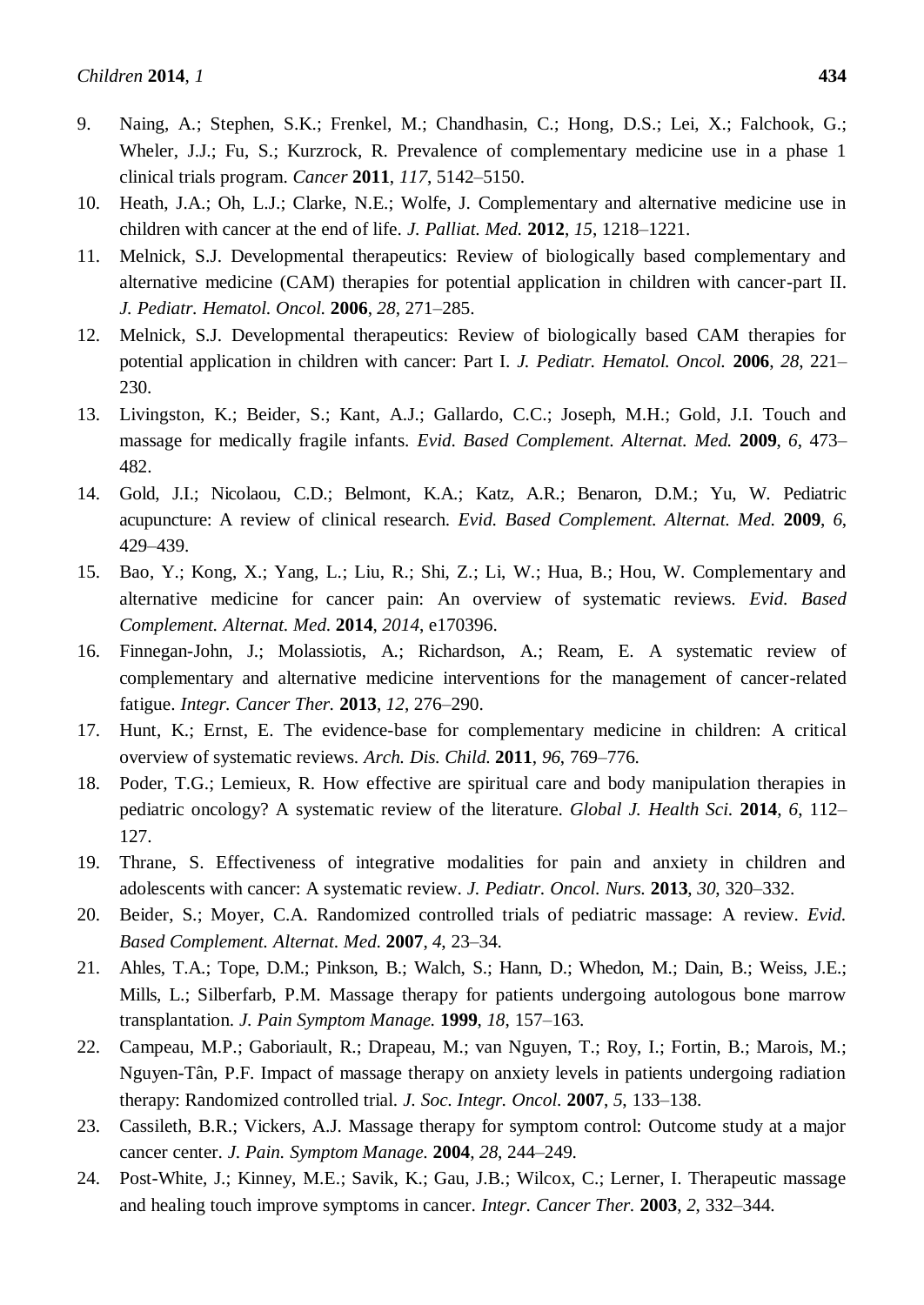9. Naing, A.; Stephen, S.K.; Frenkel, M.; Chandhasin, C.; Hong, D.S.; Lei, X.; Falchook, G.; Wheler, J.J.; Fu, S.; Kurzrock, R. Prevalence of complementary medicine use in a phase 1 clinical trials program. *Cancer* **2011**, *117*, 5142–5150.
10. Heath, J.A.; Oh, L.J.; Clarke, N.E.; Wolfe, J. Complementary and alternative medicine use in children with cancer at the end of life. *J. Palliat. Med.* **2012**, *15*, 1218–1221.
11. Melnick, S.J. Developmental therapeutics: Review of biologically based complementary and alternative medicine (CAM) therapies for potential application in children with cancer-part II. *J. Pediatr. Hematol. Oncol.* **2006**, *28*, 271–285.
12. Melnick, S.J. Developmental therapeutics: Review of biologically based CAM therapies for potential application in children with cancer: Part I. *J. Pediatr. Hematol. Oncol.* **2006**, *28*, 221–230.
13. Livingston, K.; Beider, S.; Kant, A.J.; Gallardo, C.C.; Joseph, M.H.; Gold, J.I. Touch and massage for medically fragile infants. *Evid. Based Complement. Alternat. Med.* **2009**, *6*, 473–482.
14. Gold, J.I.; Nicolaou, C.D.; Belmont, K.A.; Katz, A.R.; Benaron, D.M.; Yu, W. Pediatric acupuncture: A review of clinical research. *Evid. Based Complement. Alternat. Med.* **2009**, *6*, 429–439.
15. Bao, Y.; Kong, X.; Yang, L.; Liu, R.; Shi, Z.; Li, W.; Hua, B.; Hou, W. Complementary and alternative medicine for cancer pain: An overview of systematic reviews. *Evid. Based Complement. Alternat. Med.* **2014**, *2014*, e170396.
16. Finnegan-John, J.; Molassiotis, A.; Richardson, A.; Ream, E. A systematic review of complementary and alternative medicine interventions for the management of cancer-related fatigue. *Integr. Cancer Ther.* **2013**, *12*, 276–290.
17. Hunt, K.; Ernst, E. The evidence-base for complementary medicine in children: A critical overview of systematic reviews. *Arch. Dis. Child.* **2011**, *96*, 769–776.
18. Poder, T.G.; Lemieux, R. How effective are spiritual care and body manipulation therapies in pediatric oncology? A systematic review of the literature. *Global J. Health Sci.* **2014**, *6*, 112–127.
19. Thrane, S. Effectiveness of integrative modalities for pain and anxiety in children and adolescents with cancer: A systematic review. *J. Pediatr. Oncol. Nurs.* **2013**, *30*, 320–332.
20. Beider, S.; Moyer, C.A. Randomized controlled trials of pediatric massage: A review. *Evid. Based Complement. Alternat. Med.* **2007**, *4*, 23–34.
21. Ahles, T.A.; Tope, D.M.; Pinkson, B.; Walch, S.; Hann, D.; Whedon, M.; Dain, B.; Weiss, J.E.; Mills, L.; Silberfarb, P.M. Massage therapy for patients undergoing autologous bone marrow transplantation. *J. Pain Symptom Manage.* **1999**, *18*, 157–163.
22. Campeau, M.P.; Gaboriault, R.; Drapeau, M.; van Nguyen, T.; Roy, I.; Fortin, B.; Marois, M.; Nguyen-Tân, P.F. Impact of massage therapy on anxiety levels in patients undergoing radiation therapy: Randomized controlled trial. *J. Soc. Integr. Oncol.* **2007**, *5*, 133–138.
23. Cassileth, B.R.; Vickers, A.J. Massage therapy for symptom control: Outcome study at a major cancer center. *J. Pain. Symptom Manage.* **2004**, *28*, 244–249.
24. Post-White, J.; Kinney, M.E.; Savik, K.; Gau, J.B.; Wilcox, C.; Lerner, I. Therapeutic massage and healing touch improve symptoms in cancer. *Integr. Cancer Ther.* **2003**, *2*, 332–344.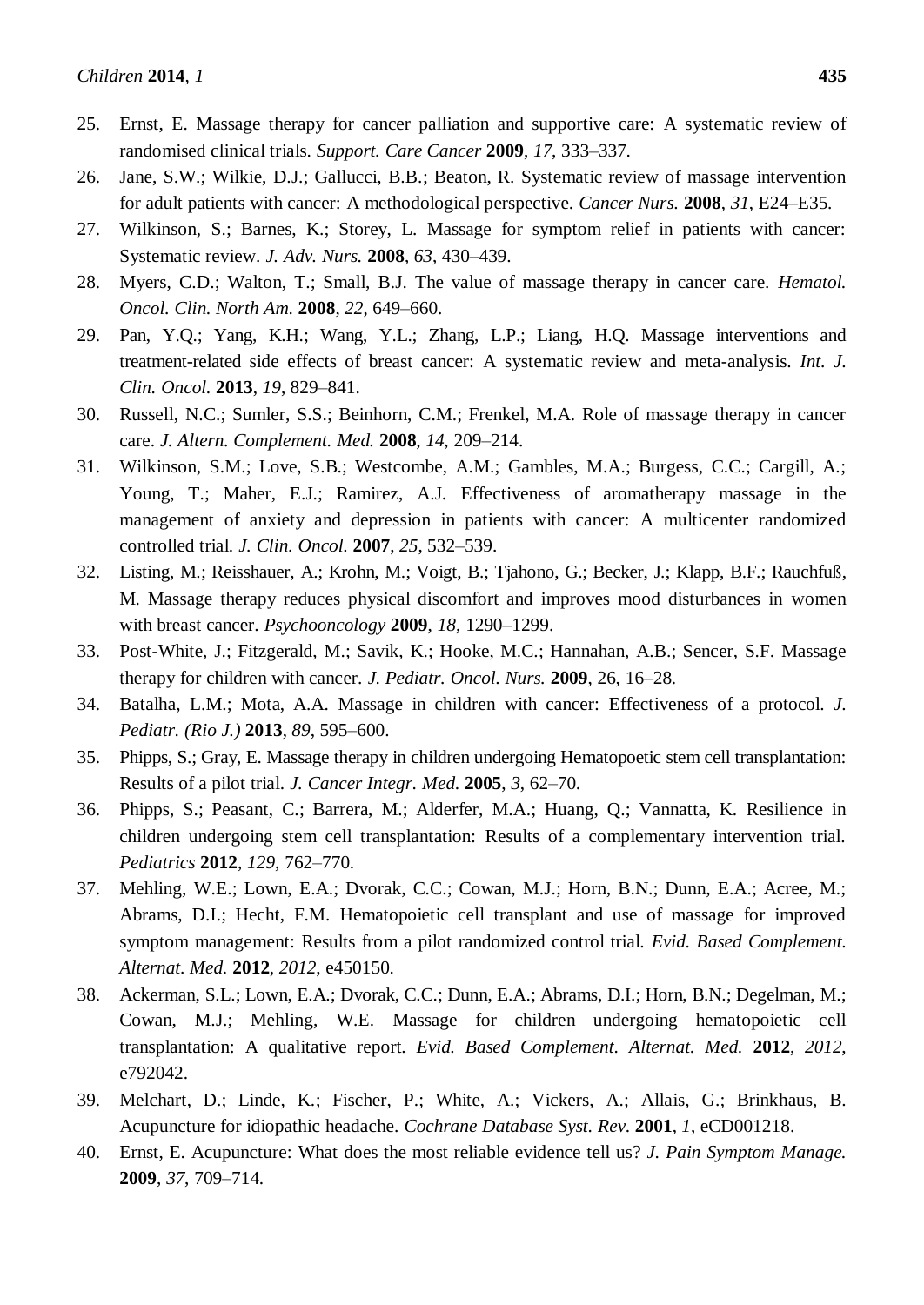25. Ernst, E. Massage therapy for cancer palliation and supportive care: A systematic review of randomised clinical trials. *Support. Care Cancer* **2009**, *17*, 333–337.
26. Jane, S.W.; Wilkie, D.J.; Gallucci, B.B.; Beaton, R. Systematic review of massage intervention for adult patients with cancer: A methodological perspective. *Cancer Nurs.* **2008**, *31*, E24–E35.
27. Wilkinson, S.; Barnes, K.; Storey, L. Massage for symptom relief in patients with cancer: Systematic review. *J. Adv. Nurs.* **2008**, *63*, 430–439.
28. Myers, C.D.; Walton, T.; Small, B.J. The value of massage therapy in cancer care. *Hematol. Oncol. Clin. North Am.* **2008**, *22*, 649–660.
29. Pan, Y.Q.; Yang, K.H.; Wang, Y.L.; Zhang, L.P.; Liang, H.Q. Massage interventions and treatment-related side effects of breast cancer: A systematic review and meta-analysis. *Int. J. Clin. Oncol.* **2013**, *19*, 829–841.
30. Russell, N.C.; Sumler, S.S.; Beinhorn, C.M.; Frenkel, M.A. Role of massage therapy in cancer care. *J. Altern. Complement. Med.* **2008**, *14*, 209–214.
31. Wilkinson, S.M.; Love, S.B.; Westcombe, A.M.; Gambles, M.A.; Burgess, C.C.; Cargill, A.; Young, T.; Maher, E.J.; Ramirez, A.J. Effectiveness of aromatherapy massage in the management of anxiety and depression in patients with cancer: A multicenter randomized controlled trial. *J. Clin. Oncol.* **2007**, *25*, 532–539.
32. Listing, M.; Reisshauer, A.; Krohn, M.; Voigt, B.; Tjahono, G.; Becker, J.; Klapp, B.F.; Rauchfuß, M. Massage therapy reduces physical discomfort and improves mood disturbances in women with breast cancer. *Psychooncology* **2009**, *18*, 1290–1299.
33. Post-White, J.; Fitzgerald, M.; Savik, K.; Hooke, M.C.; Hannahan, A.B.; Sencer, S.F. Massage therapy for children with cancer. *J. Pediatr. Oncol. Nurs.* **2009**, 26, 16–28.
34. Batalha, L.M.; Mota, A.A. Massage in children with cancer: Effectiveness of a protocol. *J. Pediatr. (Rio J.)* **2013**, *89*, 595–600.
35. Phipps, S.; Gray, E. Massage therapy in children undergoing Hematopoetic stem cell transplantation: Results of a pilot trial. *J. Cancer Integr. Med.* **2005**, *3*, 62–70.
36. Phipps, S.; Peasant, C.; Barrera, M.; Alderfer, M.A.; Huang, Q.; Vannatta, K. Resilience in children undergoing stem cell transplantation: Results of a complementary intervention trial. *Pediatrics* **2012**, *129*, 762–770.
37. Mehling, W.E.; Lown, E.A.; Dvorak, C.C.; Cowan, M.J.; Horn, B.N.; Dunn, E.A.; Acree, M.; Abrams, D.I.; Hecht, F.M. Hematopoietic cell transplant and use of massage for improved symptom management: Results from a pilot randomized control trial. *Evid. Based Complement. Alternat. Med.* **2012**, *2012*, e450150.
38. Ackerman, S.L.; Lown, E.A.; Dvorak, C.C.; Dunn, E.A.; Abrams, D.I.; Horn, B.N.; Degelman, M.; Cowan, M.J.; Mehling, W.E. Massage for children undergoing hematopoietic cell transplantation: A qualitative report. *Evid. Based Complement. Alternat. Med.* **2012**, *2012*, e792042.
39. Melchart, D.; Linde, K.; Fischer, P.; White, A.; Vickers, A.; Allais, G.; Brinkhaus, B. Acupuncture for idiopathic headache. *Cochrane Database Syst. Rev.* **2001**, *1*, eCD001218.
40. Ernst, E. Acupuncture: What does the most reliable evidence tell us? *J. Pain Symptom Manage.* **2009**, *37*, 709–714.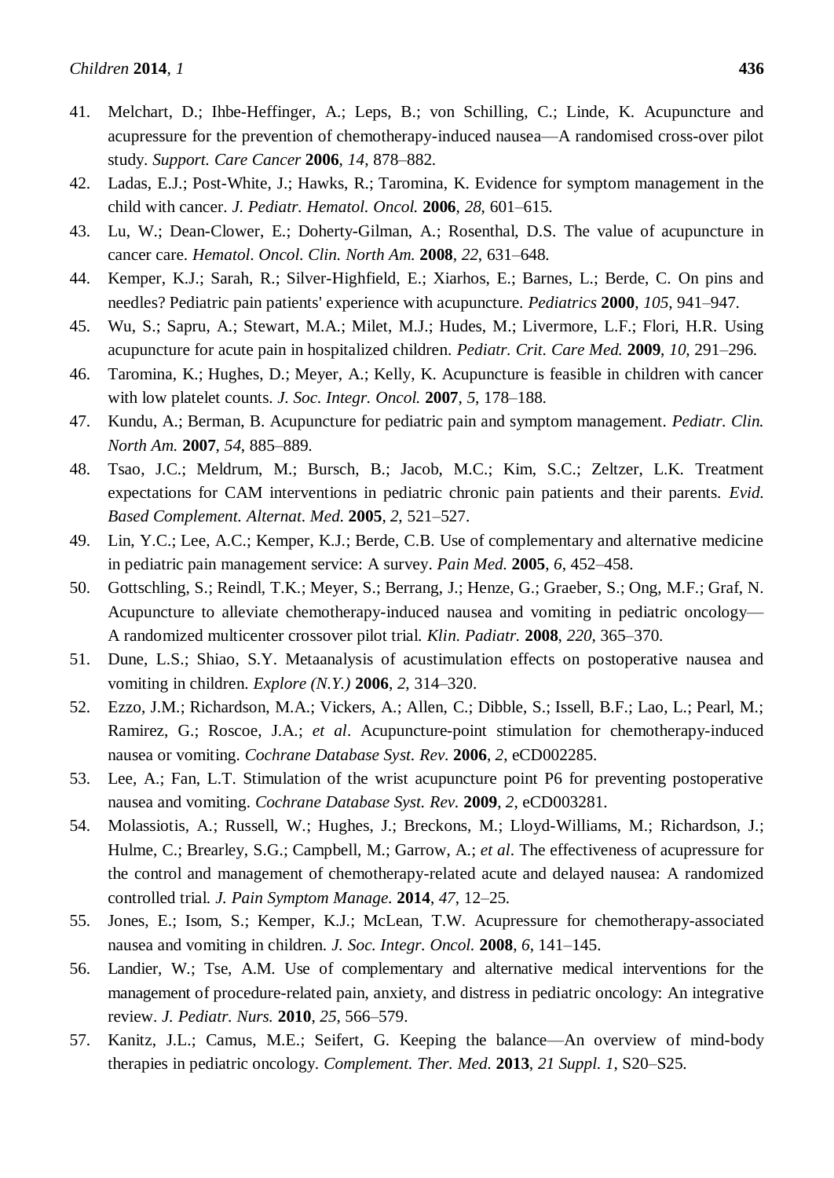41. Melchart, D.; Ihbe-Heffinger, A.; Leps, B.; von Schilling, C.; Linde, K. Acupuncture and acupressure for the prevention of chemotherapy-induced nausea—A randomised cross-over pilot study. *Support. Care Cancer* **2006**, *14*, 878–882.
42. Ladas, E.J.; Post-White, J.; Hawks, R.; Taromina, K. Evidence for symptom management in the child with cancer. *J. Pediatr. Hematol. Oncol.* **2006**, *28*, 601–615.
43. Lu, W.; Dean-Clower, E.; Doherty-Gilman, A.; Rosenthal, D.S. The value of acupuncture in cancer care. *Hematol. Oncol. Clin. North Am.* **2008**, *22*, 631–648.
44. Kemper, K.J.; Sarah, R.; Silver-Highfield, E.; Xiarhos, E.; Barnes, L.; Berde, C. On pins and needles? Pediatric pain patients' experience with acupuncture. *Pediatrics* **2000**, *105*, 941–947.
45. Wu, S.; Sapru, A.; Stewart, M.A.; Milet, M.J.; Hudes, M.; Livermore, L.F.; Flori, H.R. Using acupuncture for acute pain in hospitalized children. *Pediatr. Crit. Care Med.* **2009**, *10*, 291–296.
46. Taromina, K.; Hughes, D.; Meyer, A.; Kelly, K. Acupuncture is feasible in children with cancer with low platelet counts. *J. Soc. Integr. Oncol.* **2007**, *5*, 178–188.
47. Kundu, A.; Berman, B. Acupuncture for pediatric pain and symptom management. *Pediatr. Clin. North Am.* **2007**, *54*, 885–889.
48. Tsao, J.C.; Meldrum, M.; Bursch, B.; Jacob, M.C.; Kim, S.C.; Zeltzer, L.K. Treatment expectations for CAM interventions in pediatric chronic pain patients and their parents. *Evid. Based Complement. Alternat. Med.* **2005**, *2*, 521–527.
49. Lin, Y.C.; Lee, A.C.; Kemper, K.J.; Berde, C.B. Use of complementary and alternative medicine in pediatric pain management service: A survey. *Pain Med.* **2005**, *6*, 452–458.
50. Gottschling, S.; Reindl, T.K.; Meyer, S.; Berrang, J.; Henze, G.; Graeber, S.; Ong, M.F.; Graf, N. Acupuncture to alleviate chemotherapy-induced nausea and vomiting in pediatric oncology—A randomized multicenter crossover pilot trial. *Klin. Padiatr.* **2008**, *220*, 365–370.
51. Dune, L.S.; Shiao, S.Y. Metaanalysis of acustimulation effects on postoperative nausea and vomiting in children. *Explore (N.Y.)* **2006**, *2*, 314–320.
52. Ezzo, J.M.; Richardson, M.A.; Vickers, A.; Allen, C.; Dibble, S.; Issell, B.F.; Lao, L.; Pearl, M.; Ramirez, G.; Roscoe, J.A.; *et al*. Acupuncture-point stimulation for chemotherapy-induced nausea or vomiting. *Cochrane Database Syst. Rev.* **2006**, *2*, eCD002285.
53. Lee, A.; Fan, L.T. Stimulation of the wrist acupuncture point P6 for preventing postoperative nausea and vomiting. *Cochrane Database Syst. Rev.* **2009**, *2*, eCD003281.
54. Molassiotis, A.; Russell, W.; Hughes, J.; Breckons, M.; Lloyd-Williams, M.; Richardson, J.; Hulme, C.; Brearley, S.G.; Campbell, M.; Garrow, A.; *et al*. The effectiveness of acupressure for the control and management of chemotherapy-related acute and delayed nausea: A randomized controlled trial. *J. Pain Symptom Manage.* **2014**, *47*, 12–25.
55. Jones, E.; Isom, S.; Kemper, K.J.; McLean, T.W. Acupressure for chemotherapy-associated nausea and vomiting in children. *J. Soc. Integr. Oncol.* **2008**, *6*, 141–145.
56. Landier, W.; Tse, A.M. Use of complementary and alternative medical interventions for the management of procedure-related pain, anxiety, and distress in pediatric oncology: An integrative review. *J. Pediatr. Nurs.* **2010**, *25*, 566–579.
57. Kanitz, J.L.; Camus, M.E.; Seifert, G. Keeping the balance—An overview of mind-body therapies in pediatric oncology. *Complement. Ther. Med.* **2013**, *21 Suppl. 1*, S20–S25.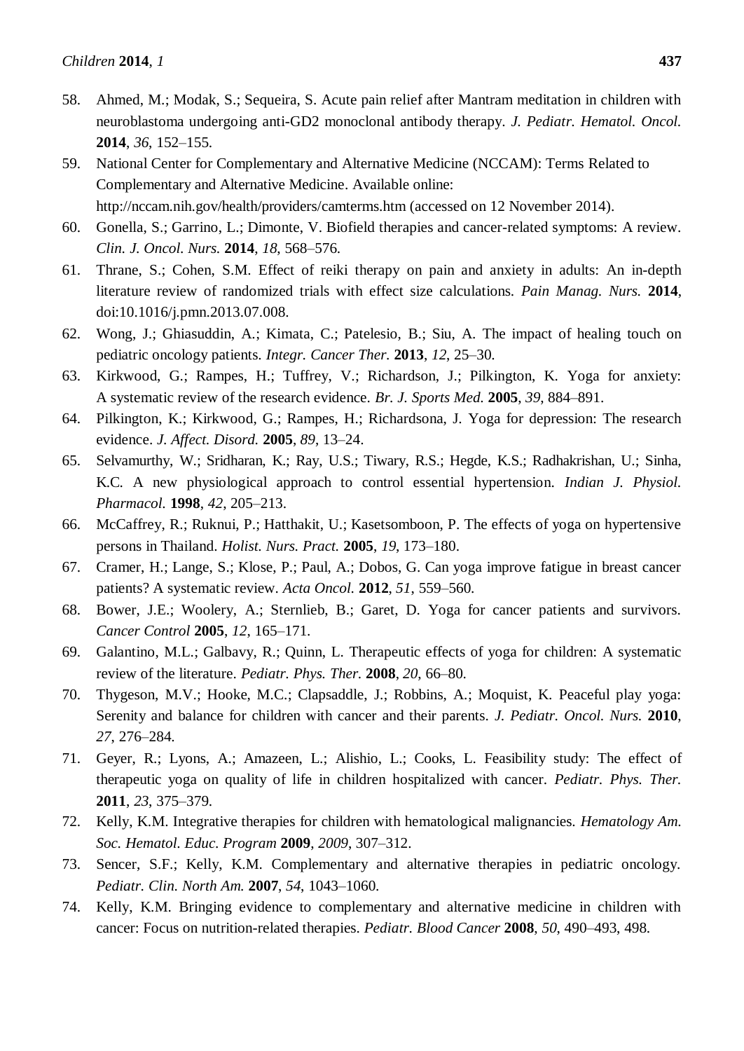58. Ahmed, M.; Modak, S.; Sequeira, S. Acute pain relief after Mantram meditation in children with neuroblastoma undergoing anti-GD2 monoclonal antibody therapy. *J. Pediatr. Hematol. Oncol.* **2014**, *36*, 152–155.
59. National Center for Complementary and Alternative Medicine (NCCAM): Terms Related to Complementary and Alternative Medicine. Available online: http://nccam.nih.gov/health/providers/camterms.htm (accessed on 12 November 2014).
60. Gonella, S.; Garrino, L.; Dimonte, V. Biofield therapies and cancer-related symptoms: A review. *Clin. J. Oncol. Nurs.* **2014**, *18*, 568–576.
61. Thrane, S.; Cohen, S.M. Effect of reiki therapy on pain and anxiety in adults: An in-depth literature review of randomized trials with effect size calculations. *Pain Manag. Nurs.* **2014**, doi:10.1016/j.pmn.2013.07.008.
62. Wong, J.; Ghiasuddin, A.; Kimata, C.; Patelesio, B.; Siu, A. The impact of healing touch on pediatric oncology patients. *Integr. Cancer Ther.* **2013**, *12*, 25–30.
63. Kirkwood, G.; Rampes, H.; Tuffrey, V.; Richardson, J.; Pilkington, K. Yoga for anxiety: A systematic review of the research evidence. *Br. J. Sports Med.* **2005**, *39*, 884–891.
64. Pilkington, K.; Kirkwood, G.; Rampes, H.; Richardsona, J. Yoga for depression: The research evidence. *J. Affect. Disord.* **2005**, *89*, 13–24.
65. Selvamurthy, W.; Sridharan, K.; Ray, U.S.; Tiwary, R.S.; Hegde, K.S.; Radhakrishan, U.; Sinha, K.C. A new physiological approach to control essential hypertension. *Indian J. Physiol. Pharmacol.* **1998**, *42*, 205–213.
66. McCaffrey, R.; Ruknui, P.; Hatthakit, U.; Kasetsomboon, P. The effects of yoga on hypertensive persons in Thailand. *Holist. Nurs. Pract.* **2005**, *19*, 173–180.
67. Cramer, H.; Lange, S.; Klose, P.; Paul, A.; Dobos, G. Can yoga improve fatigue in breast cancer patients? A systematic review. *Acta Oncol.* **2012**, *51*, 559–560.
68. Bower, J.E.; Woolery, A.; Sternlieb, B.; Garet, D. Yoga for cancer patients and survivors. *Cancer Control* **2005**, *12*, 165–171.
69. Galantino, M.L.; Galbavy, R.; Quinn, L. Therapeutic effects of yoga for children: A systematic review of the literature. *Pediatr. Phys. Ther.* **2008**, *20*, 66–80.
70. Thygeson, M.V.; Hooke, M.C.; Clapsaddle, J.; Robbins, A.; Moquist, K. Peaceful play yoga: Serenity and balance for children with cancer and their parents. *J. Pediatr. Oncol. Nurs.* **2010**, *27*, 276–284.
71. Geyer, R.; Lyons, A.; Amazeen, L.; Alishio, L.; Cooks, L. Feasibility study: The effect of therapeutic yoga on quality of life in children hospitalized with cancer. *Pediatr. Phys. Ther.* **2011**, *23*, 375–379.
72. Kelly, K.M. Integrative therapies for children with hematological malignancies. *Hematology Am. Soc. Hematol. Educ. Program* **2009**, *2009*, 307–312.
73. Sencer, S.F.; Kelly, K.M. Complementary and alternative therapies in pediatric oncology. *Pediatr. Clin. North Am.* **2007**, *54*, 1043–1060.
74. Kelly, K.M. Bringing evidence to complementary and alternative medicine in children with cancer: Focus on nutrition-related therapies. *Pediatr. Blood Cancer* **2008**, *50*, 490–493, 498.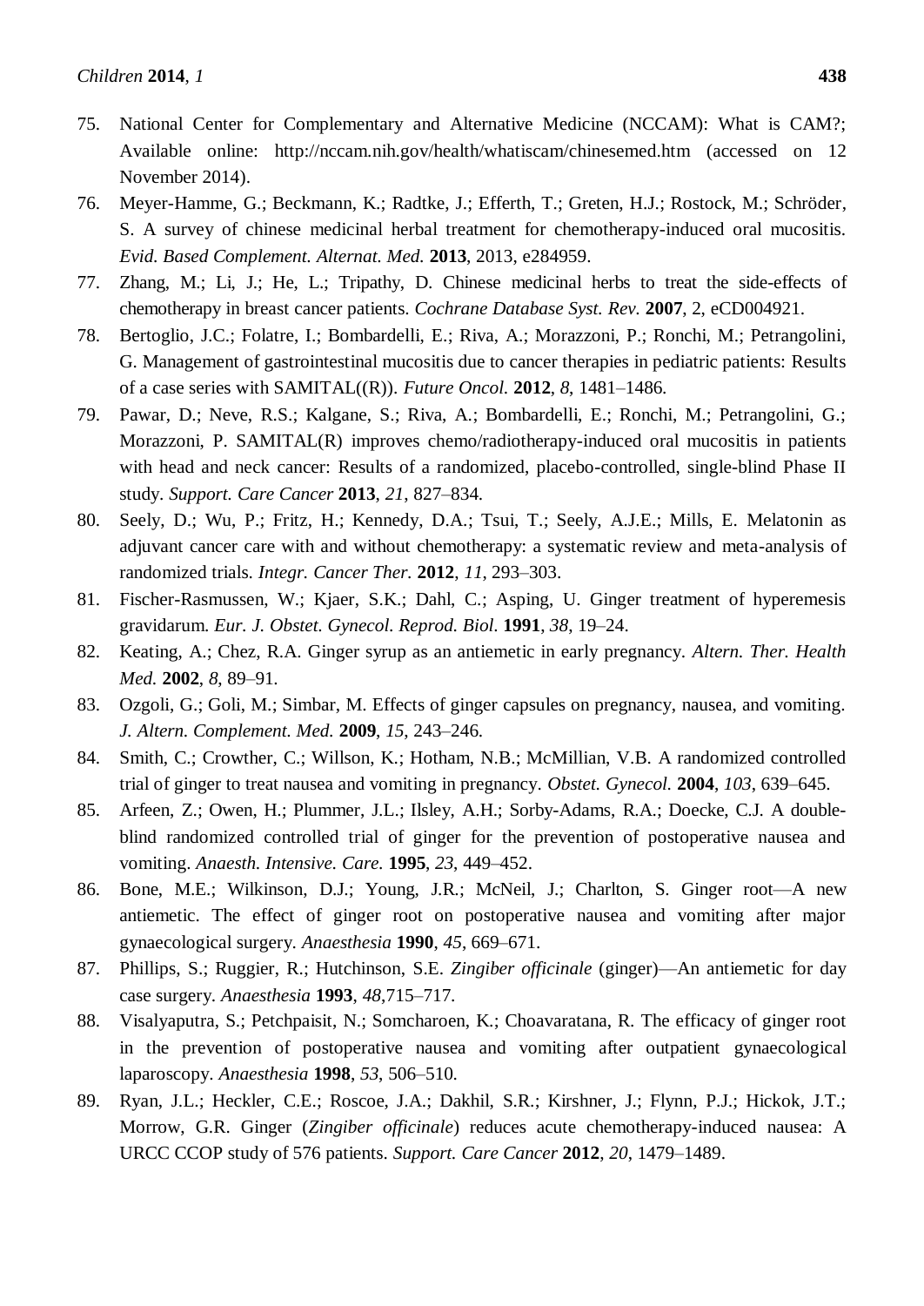75. National Center for Complementary and Alternative Medicine (NCCAM): What is CAM?; Available online: http://nccam.nih.gov/health/whatiscam/chinesemed.htm (accessed on 12 November 2014).
76. Meyer-Hamme, G.; Beckmann, K.; Radtke, J.; Efferth, T.; Greten, H.J.; Rostock, M.; Schröder, S. A survey of chinese medicinal herbal treatment for chemotherapy-induced oral mucositis. *Evid. Based Complement. Alternat. Med.* **2013**, 2013, e284959.
77. Zhang, M.; Li, J.; He, L.; Tripathy, D. Chinese medicinal herbs to treat the side-effects of chemotherapy in breast cancer patients. *Cochrane Database Syst. Rev.* **2007**, 2, eCD004921.
78. Bertoglio, J.C.; Folatre, I.; Bombardelli, E.; Riva, A.; Morazzoni, P.; Ronchi, M.; Petrangolini, G. Management of gastrointestinal mucositis due to cancer therapies in pediatric patients: Results of a case series with SAMITAL((R)). *Future Oncol.* **2012**, *8*, 1481–1486.
79. Pawar, D.; Neve, R.S.; Kalgane, S.; Riva, A.; Bombardelli, E.; Ronchi, M.; Petrangolini, G.; Morazzoni, P. SAMITAL(R) improves chemo/radiotherapy-induced oral mucositis in patients with head and neck cancer: Results of a randomized, placebo-controlled, single-blind Phase II study. *Support. Care Cancer* **2013**, *21*, 827–834.
80. Seely, D.; Wu, P.; Fritz, H.; Kennedy, D.A.; Tsui, T.; Seely, A.J.E.; Mills, E. Melatonin as adjuvant cancer care with and without chemotherapy: a systematic review and meta-analysis of randomized trials. *Integr. Cancer Ther.* **2012**, *11*, 293–303.
81. Fischer-Rasmussen, W.; Kjaer, S.K.; Dahl, C.; Asping, U. Ginger treatment of hyperemesis gravidarum. *Eur. J. Obstet. Gynecol. Reprod. Biol.* **1991**, *38*, 19–24.
82. Keating, A.; Chez, R.A. Ginger syrup as an antiemetic in early pregnancy. *Altern. Ther. Health Med.* **2002**, *8*, 89–91.
83. Ozgoli, G.; Goli, M.; Simbar, M. Effects of ginger capsules on pregnancy, nausea, and vomiting. *J. Altern. Complement. Med.* **2009**, *15*, 243–246.
84. Smith, C.; Crowther, C.; Willson, K.; Hotham, N.B.; McMillian, V.B. A randomized controlled trial of ginger to treat nausea and vomiting in pregnancy. *Obstet. Gynecol.* **2004**, *103*, 639–645.
85. Arfeen, Z.; Owen, H.; Plummer, J.L.; Ilsley, A.H.; Sorby-Adams, R.A.; Doecke, C.J. A double-blind randomized controlled trial of ginger for the prevention of postoperative nausea and vomiting. *Anaesth. Intensive. Care.* **1995**, *23*, 449–452.
86. Bone, M.E.; Wilkinson, D.J.; Young, J.R.; McNeil, J.; Charlton, S. Ginger root—A new antiemetic. The effect of ginger root on postoperative nausea and vomiting after major gynaecological surgery. *Anaesthesia* **1990**, *45*, 669–671.
87. Phillips, S.; Ruggier, R.; Hutchinson, S.E. *Zingiber officinale* (ginger)—An antiemetic for day case surgery. *Anaesthesia* **1993**, *48*,715–717.
88. Visalyaputra, S.; Petchpaisit, N.; Somcharoen, K.; Choavaratana, R. The efficacy of ginger root in the prevention of postoperative nausea and vomiting after outpatient gynaecological laparoscopy. *Anaesthesia* **1998**, *53*, 506–510.
89. Ryan, J.L.; Heckler, C.E.; Roscoe, J.A.; Dakhil, S.R.; Kirshner, J.; Flynn, P.J.; Hickok, J.T.; Morrow, G.R. Ginger (*Zingiber officinale*) reduces acute chemotherapy-induced nausea: A URCC CCOP study of 576 patients. *Support. Care Cancer* **2012**, *20*, 1479–1489.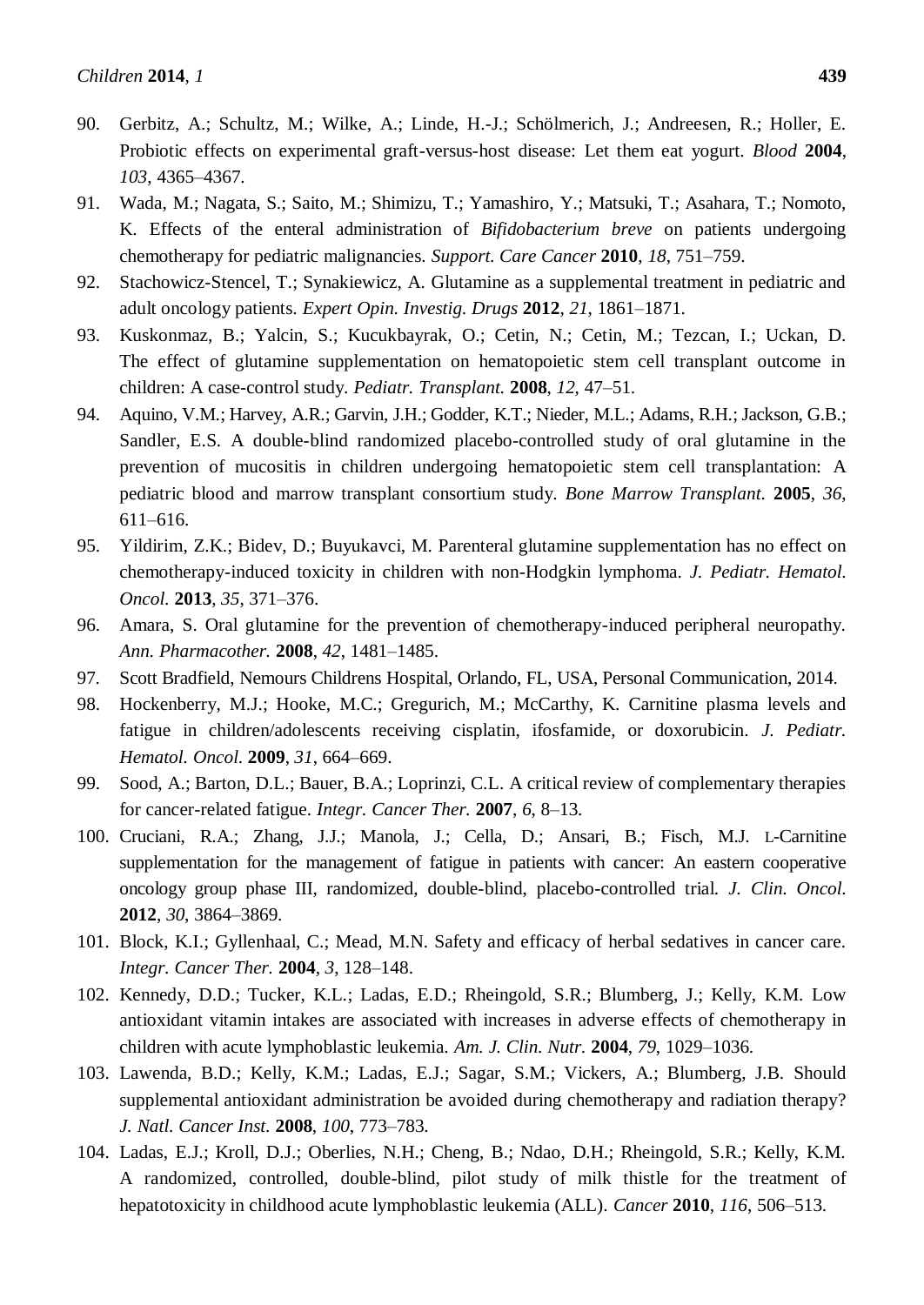90. Gerbitz, A.; Schultz, M.; Wilke, A.; Linde, H.-J.; Schölmerich, J.; Andreesen, R.; Holler, E. Probiotic effects on experimental graft-versus-host disease: Let them eat yogurt. *Blood* **2004**, *103*, 4365–4367.
91. Wada, M.; Nagata, S.; Saito, M.; Shimizu, T.; Yamashiro, Y.; Matsuki, T.; Asahara, T.; Nomoto, K. Effects of the enteral administration of *Bifidobacterium breve* on patients undergoing chemotherapy for pediatric malignancies. *Support. Care Cancer* **2010**, *18*, 751–759.
92. Stachowicz-Stencel, T.; Synakiewicz, A. Glutamine as a supplemental treatment in pediatric and adult oncology patients. *Expert Opin. Investig. Drugs* **2012**, *21*, 1861–1871.
93. Kuskonmaz, B.; Yalcin, S.; Kucukbayrak, O.; Cetin, N.; Cetin, M.; Tezcan, I.; Uckan, D. The effect of glutamine supplementation on hematopoietic stem cell transplant outcome in children: A case-control study. *Pediatr. Transplant.* **2008**, *12*, 47–51.
94. Aquino, V.M.; Harvey, A.R.; Garvin, J.H.; Godder, K.T.; Nieder, M.L.; Adams, R.H.; Jackson, G.B.; Sandler, E.S. A double-blind randomized placebo-controlled study of oral glutamine in the prevention of mucositis in children undergoing hematopoietic stem cell transplantation: A pediatric blood and marrow transplant consortium study. *Bone Marrow Transplant.* **2005**, *36*, 611–616.
95. Yildirim, Z.K.; Bidev, D.; Buyukavci, M. Parenteral glutamine supplementation has no effect on chemotherapy-induced toxicity in children with non-Hodgkin lymphoma. *J. Pediatr. Hematol. Oncol.* **2013**, *35*, 371–376.
96. Amara, S. Oral glutamine for the prevention of chemotherapy-induced peripheral neuropathy. *Ann. Pharmacother.* **2008**, *42*, 1481–1485.
97. Scott Bradfield, Nemours Childrens Hospital, Orlando, FL, USA, Personal Communication, 2014.
98. Hockenberry, M.J.; Hooke, M.C.; Gregurich, M.; McCarthy, K. Carnitine plasma levels and fatigue in children/adolescents receiving cisplatin, ifosfamide, or doxorubicin. *J. Pediatr. Hematol. Oncol.* **2009**, *31*, 664–669.
99. Sood, A.; Barton, D.L.; Bauer, B.A.; Loprinzi, C.L. A critical review of complementary therapies for cancer-related fatigue. *Integr. Cancer Ther.* **2007**, *6*, 8–13.
100. Cruciani, R.A.; Zhang, J.J.; Manola, J.; Cella, D.; Ansari, B.; Fisch, M.J. L-Carnitine supplementation for the management of fatigue in patients with cancer: An eastern cooperative oncology group phase III, randomized, double-blind, placebo-controlled trial. *J. Clin. Oncol.* **2012**, *30*, 3864–3869.
101. Block, K.I.; Gyllenhaal, C.; Mead, M.N. Safety and efficacy of herbal sedatives in cancer care. *Integr. Cancer Ther.* **2004**, *3*, 128–148.
102. Kennedy, D.D.; Tucker, K.L.; Ladas, E.D.; Rheingold, S.R.; Blumberg, J.; Kelly, K.M. Low antioxidant vitamin intakes are associated with increases in adverse effects of chemotherapy in children with acute lymphoblastic leukemia. *Am. J. Clin. Nutr.* **2004**, *79*, 1029–1036.
103. Lawenda, B.D.; Kelly, K.M.; Ladas, E.J.; Sagar, S.M.; Vickers, A.; Blumberg, J.B. Should supplemental antioxidant administration be avoided during chemotherapy and radiation therapy? *J. Natl. Cancer Inst.* **2008**, *100*, 773–783.
104. Ladas, E.J.; Kroll, D.J.; Oberlies, N.H.; Cheng, B.; Ndao, D.H.; Rheingold, S.R.; Kelly, K.M. A randomized, controlled, double-blind, pilot study of milk thistle for the treatment of hepatotoxicity in childhood acute lymphoblastic leukemia (ALL). *Cancer* **2010**, *116*, 506–513.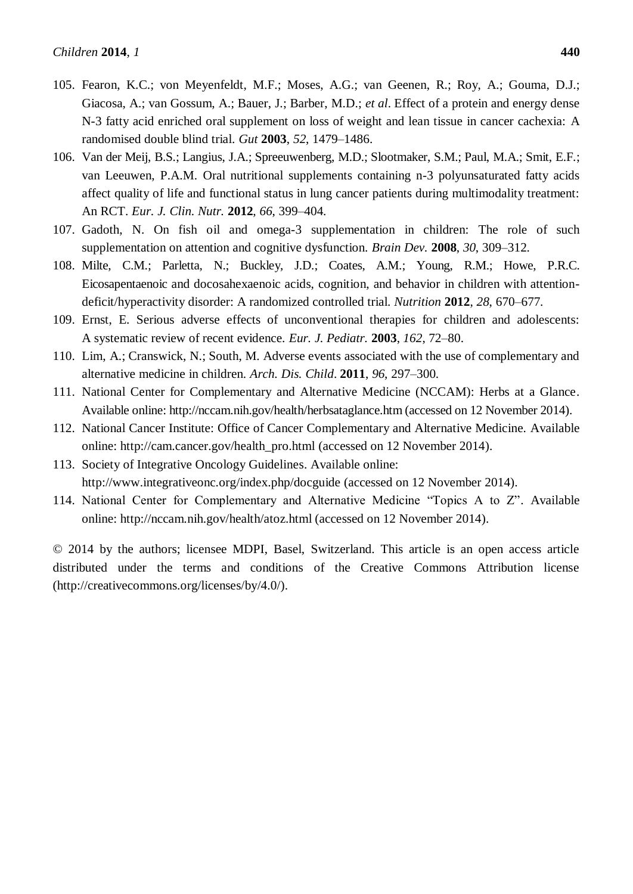105. Fearon, K.C.; von Meyenfeldt, M.F.; Moses, A.G.; van Geenen, R.; Roy, A.; Gouma, D.J.; Giacosa, A.; van Gossum, A.; Bauer, J.; Barber, M.D.; *et al*. Effect of a protein and energy dense N-3 fatty acid enriched oral supplement on loss of weight and lean tissue in cancer cachexia: A randomised double blind trial. *Gut* **2003**, *52*, 1479–1486.
106. Van der Meij, B.S.; Langius, J.A.; Spreeuwenberg, M.D.; Slootmaker, S.M.; Paul, M.A.; Smit, E.F.; van Leeuwen, P.A.M. Oral nutritional supplements containing n-3 polyunsaturated fatty acids affect quality of life and functional status in lung cancer patients during multimodality treatment: An RCT. *Eur. J. Clin. Nutr.* **2012**, *66*, 399–404.
107. Gadoth, N. On fish oil and omega-3 supplementation in children: The role of such supplementation on attention and cognitive dysfunction. *Brain Dev.* **2008**, *30*, 309–312.
108. Milte, C.M.; Parletta, N.; Buckley, J.D.; Coates, A.M.; Young, R.M.; Howe, P.R.C. Eicosapentaenoic and docosahexaenoic acids, cognition, and behavior in children with attention-deficit/hyperactivity disorder: A randomized controlled trial. *Nutrition* **2012**, *28*, 670–677.
109. Ernst, E. Serious adverse effects of unconventional therapies for children and adolescents: A systematic review of recent evidence. *Eur. J. Pediatr.* **2003**, *162*, 72–80.
110. Lim, A.; Cranswick, N.; South, M. Adverse events associated with the use of complementary and alternative medicine in children. *Arch. Dis. Child*. **2011**, *96*, 297–300.
111. National Center for Complementary and Alternative Medicine (NCCAM): Herbs at a Glance. Available online: http://nccam.nih.gov/health/herbsataglance.htm (accessed on 12 November 2014).
112. National Cancer Institute: Office of Cancer Complementary and Alternative Medicine. Available online: http://cam.cancer.gov/health_pro.html (accessed on 12 November 2014).
113. Society of Integrative Oncology Guidelines. Available online: http://www.integrativeonc.org/index.php/docguide (accessed on 12 November 2014).
114. National Center for Complementary and Alternative Medicine "Topics A to Z". Available online: http://nccam.nih.gov/health/atoz.html (accessed on 12 November 2014).

© 2014 by the authors; licensee MDPI, Basel, Switzerland. This article is an open access article distributed under the terms and conditions of the Creative Commons Attribution license (http://creativecommons.org/licenses/by/4.0/).